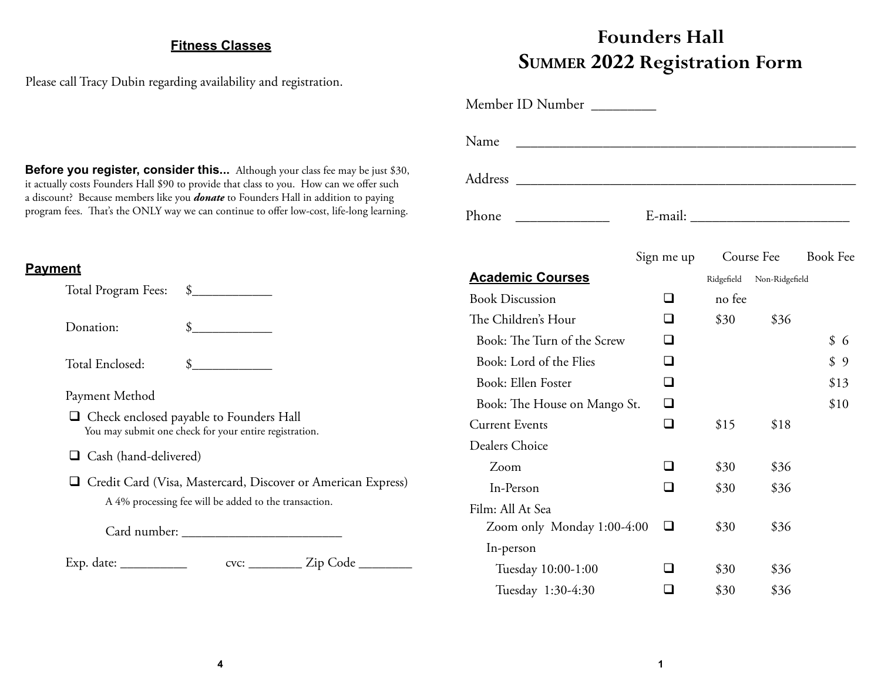## Fitness Classes

Please call Tracy Dubin regarding availability and registration.

**Before you register, consider this...** Although your class fee may be just $30, it actually costs Founders Hall $90 to provide that class to you. How can we offer such a discount? Because members like you ***donate*** to Founders Hall in addition to paying program fees. That's the ONLY way we can continue to offer low-cost, life-long learning.

## Payment

Total Program Fees: $____________

Donation: $____________

Total Enclosed: $____________

Payment Method

- ❑ Check enclosed payable to Founders Hall
  You may submit one check for your entire registration.
- ❑ Cash (hand-delivered)
- ❑ Credit Card (Visa, Mastercard, Discover or American Express)
  A 4% processing fee will be added to the transaction.

  Card number: ________________________

Exp. date: __________ cvc: ________ Zip Code ________

# Founders Hall
# Summer 2022 Registration Form

Member ID Number _________

Name ________________________________________________

Address ______________________________________________

Phone _____________ E-mail: ______________________

| Academic Courses | Sign me up | Course Fee Ridgefield | Course Fee Non-Ridgefield | Book Fee |
|---|---|---|---|---|
| Book Discussion | ❑ | no fee | | |
| The Children's Hour | ❑ | $30 | $36 | |
| Book: The Turn of the Screw | ❑ | | | $ 6 |
| Book: Lord of the Flies | ❑ | | | $ 9 |
| Book: Ellen Foster | ❑ | | | $13 |
| Book: The House on Mango St. | ❑ | | | $10 |
| Current Events | ❑ | $15 | $18 | |
| Dealers Choice | | | | |
| Zoom | ❑ | $30 | $36 | |
| In-Person | ❑ | $30 | $36 | |
| Film: All At Sea | | | | |
| Zoom only Monday 1:00-4:00 | ❑ | $30 | $36 | |
| In-person | | | | |
| Tuesday 10:00-1:00 | ❑ | $30 | $36 | |
| Tuesday 1:30-4:30 | ❑ | $30 | $36 | |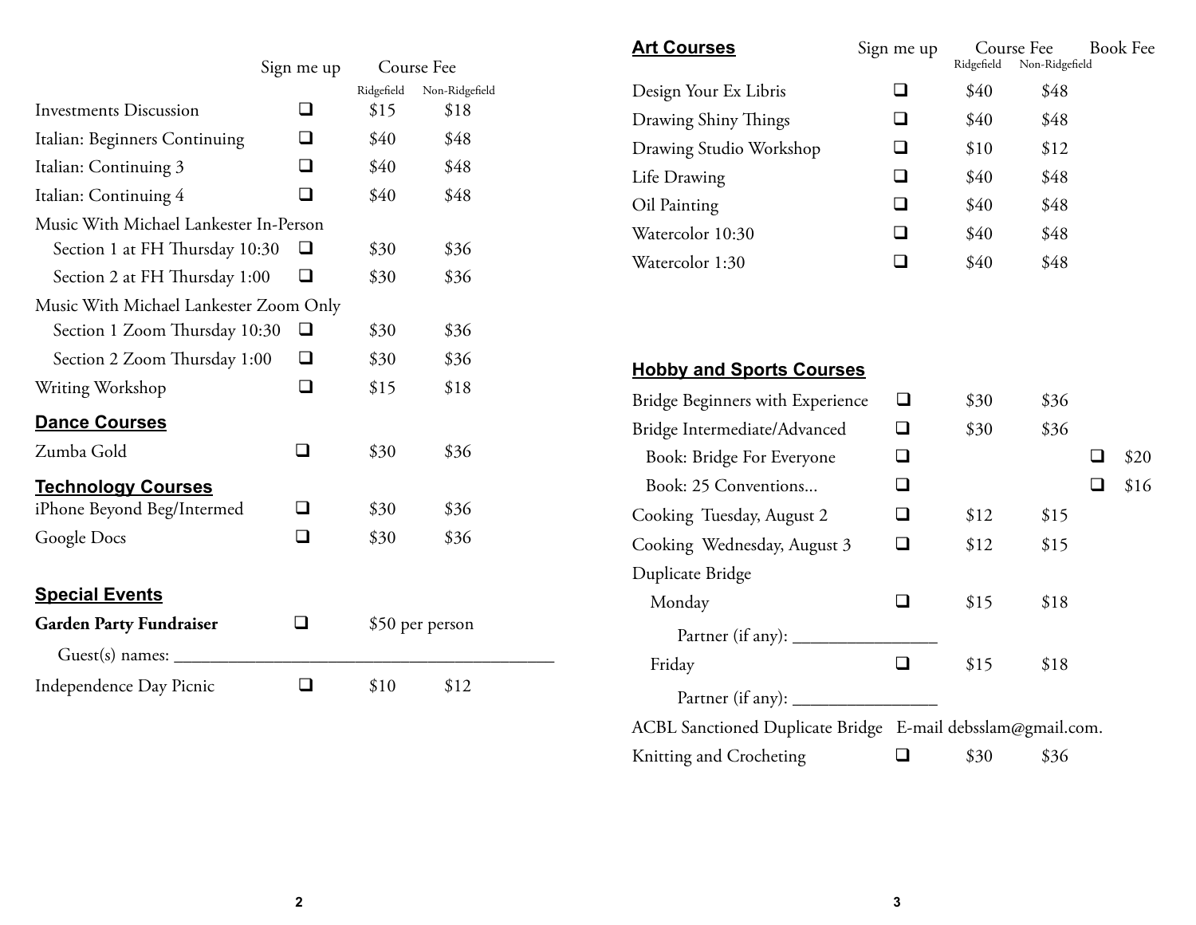| | Sign me up | Course Fee Ridgefield | Course Fee Non-Ridgefield |
|---|---|---|---|
| Investments Discussion | ❑ | $15 | $18 |
| Italian: Beginners Continuing | ❑ | $40 | $48 |
| Italian: Continuing 3 | ❑ | $40 | $48 |
| Italian: Continuing 4 | ❑ | $40 | $48 |
| Music With Michael Lankester In-Person | | | |
| Section 1 at FH Thursday 10:30 | ❑ | $30 | $36 |
| Section 2 at FH Thursday 1:00 | ❑ | $30 | $36 |
| Music With Michael Lankester Zoom Only | | | |
| Section 1 Zoom Thursday 10:30 | ❑ | $30 | $36 |
| Section 2 Zoom Thursday 1:00 | ❑ | $30 | $36 |
| Writing Workshop | ❑ | $15 | $18 |

## Dance Courses

| | | | |
|---|---|---|---|
| Zumba Gold | ❑ | $30 | $36 |

## Technology Courses

| | | | |
|---|---|---|---|
| iPhone Beyond Beg/Intermed | ❑ | $30 | $36 |
| Google Docs | ❑ | $30 | $36 |

## Special Events

**Garden Party Fundraiser** ❑ $50 per person

Guest(s) names: ___________________________________________

| | | | |
|---|---|---|---|
| Independence Day Picnic | ❑ | $10 | $12 |

## Art Courses

| | Sign me up | Course Fee Ridgefield | Course Fee Non-Ridgefield | Book Fee |
|---|---|---|---|---|
| Design Your Ex Libris | ❑ | $40 | $48 | |
| Drawing Shiny Things | ❑ | $40 | $48 | |
| Drawing Studio Workshop | ❑ | $10 | $12 | |
| Life Drawing | ❑ | $40 | $48 | |
| Oil Painting | ❑ | $40 | $48 | |
| Watercolor 10:30 | ❑ | $40 | $48 | |
| Watercolor 1:30 | ❑ | $40 | $48 | |

## Hobby and Sports Courses

| | | | | |
|---|---|---|---|---|
| Bridge Beginners with Experience | ❑ | $30 | $36 | |
| Bridge Intermediate/Advanced | ❑ | $30 | $36 | |
| Book: Bridge For Everyone | ❑ | | | ❑ $20 |
| Book: 25 Conventions... | ❑ | | | ❑ $16 |
| Cooking Tuesday, August 2 | ❑ | $12 | $15 | |
| Cooking Wednesday, August 3 | ❑ | $12 | $15 | |
| Duplicate Bridge | | | | |
| Monday | ❑ | $15 | $18 | |
| Partner (if any): ________________ | | | | |
| Friday | ❑ | $15 | $18 | |
| Partner (if any): ________________ | | | | |
| ACBL Sanctioned Duplicate Bridge | E-mail debsslam@gmail.com. | | | |
| Knitting and Crocheting | ❑ | $30 | $36 | |